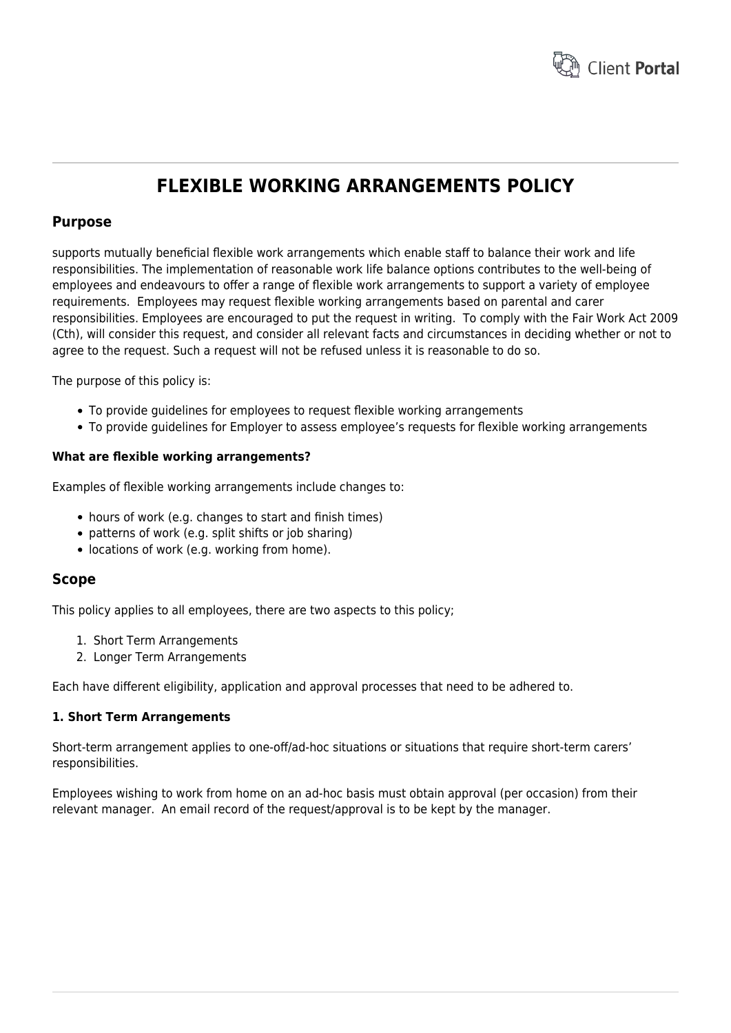# FLEXIBLE WORKING ARRANGEMENTS POLICY

## Purpose

supports mutually beneficial flexible work arrangements which enable staff to balance their work and life responsibilities. The implementation of reasonable work life balance options contributes to the well-being of employees and endeavours to offer a range of flexible work arrangements to support a variety of employee requirements. Employees may request flexible working arrangements based on parental and carer responsibilities. Employees are encouraged to put the request in writing. To comply with the Fair Work Act 2009 (Cth), will consider this request, and consider all relevant facts and circumstances in deciding whether or not to agree to the request. Such a request will not be refused unless it is reasonable to do so.

The purpose of this policy is:

- To provide guidelines for employees to request flexible working arrangements
- To provide guidelines for Employer to assess employee's requests for flexible working arrangements

#### What are flexible working arrangements?

Examples of flexible working arrangements include changes to:

- hours of work (e.g. changes to start and finish times)
- patterns of work (e.g. split shifts or job sharing)
- locations of work (e.g. working from home).

## Scope

This policy applies to all employees, there are two aspects to this policy;

1. Short Term Arrangements
2. Longer Term Arrangements

Each have different eligibility, application and approval processes that need to be adhered to.

#### 1. Short Term Arrangements

Short-term arrangement applies to one-off/ad-hoc situations or situations that require short-term carers' responsibilities.

Employees wishing to work from home on an ad-hoc basis must obtain approval (per occasion) from their relevant manager. An email record of the request/approval is to be kept by the manager.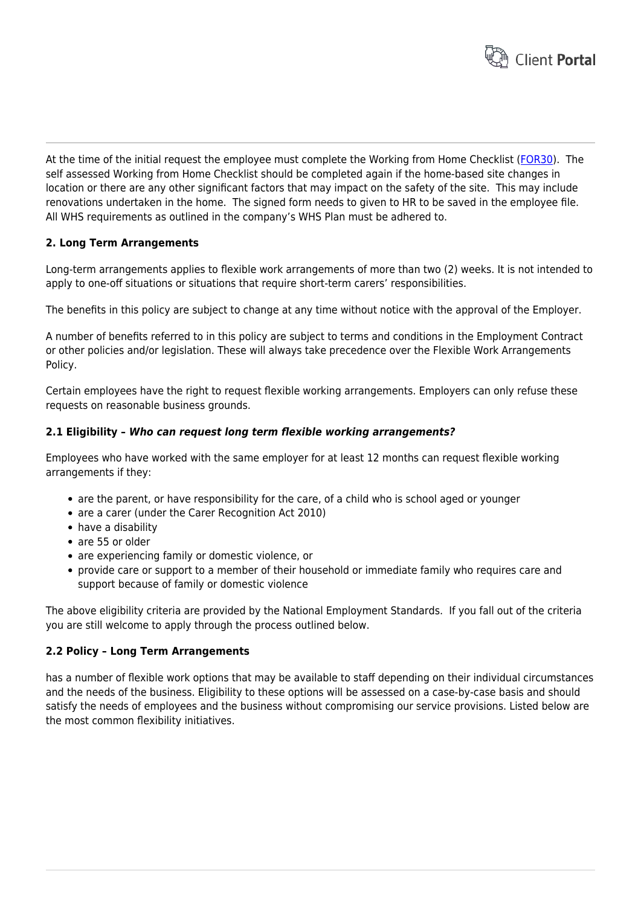At the time of the initial request the employee must complete the Working from Home Checklist (FOR30). The self assessed Working from Home Checklist should be completed again if the home-based site changes in location or there are any other significant factors that may impact on the safety of the site. This may include renovations undertaken in the home. The signed form needs to given to HR to be saved in the employee file. All WHS requirements as outlined in the company's WHS Plan must be adhered to.

### 2. Long Term Arrangements

Long-term arrangements applies to flexible work arrangements of more than two (2) weeks. It is not intended to apply to one-off situations or situations that require short-term carers' responsibilities.

The benefits in this policy are subject to change at any time without notice with the approval of the Employer.

A number of benefits referred to in this policy are subject to terms and conditions in the Employment Contract or other policies and/or legislation. These will always take precedence over the Flexible Work Arrangements Policy.

Certain employees have the right to request flexible working arrangements. Employers can only refuse these requests on reasonable business grounds.

#### 2.1 Eligibility – *Who can request long term flexible working arrangements?*

Employees who have worked with the same employer for at least 12 months can request flexible working arrangements if they:

- are the parent, or have responsibility for the care, of a child who is school aged or younger
- are a carer (under the Carer Recognition Act 2010)
- have a disability
- are 55 or older
- are experiencing family or domestic violence, or
- provide care or support to a member of their household or immediate family who requires care and support because of family or domestic violence

The above eligibility criteria are provided by the National Employment Standards. If you fall out of the criteria you are still welcome to apply through the process outlined below.

#### 2.2 Policy – Long Term Arrangements

has a number of flexible work options that may be available to staff depending on their individual circumstances and the needs of the business. Eligibility to these options will be assessed on a case-by-case basis and should satisfy the needs of employees and the business without compromising our service provisions. Listed below are the most common flexibility initiatives.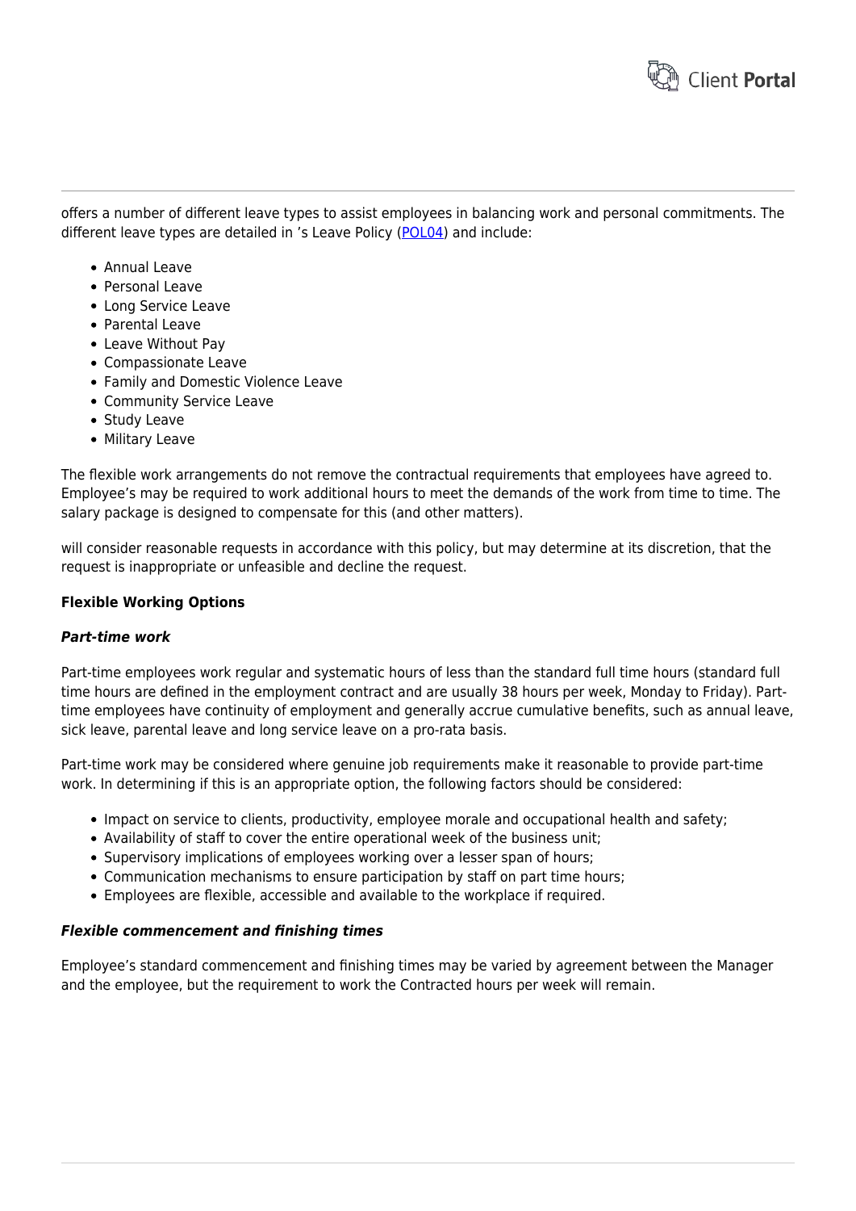offers a number of different leave types to assist employees in balancing work and personal commitments. The different leave types are detailed in 's Leave Policy (POL04) and include:

- Annual Leave
- Personal Leave
- Long Service Leave
- Parental Leave
- Leave Without Pay
- Compassionate Leave
- Family and Domestic Violence Leave
- Community Service Leave
- Study Leave
- Military Leave

The flexible work arrangements do not remove the contractual requirements that employees have agreed to. Employee's may be required to work additional hours to meet the demands of the work from time to time. The salary package is designed to compensate for this (and other matters).

will consider reasonable requests in accordance with this policy, but may determine at its discretion, that the request is inappropriate or unfeasible and decline the request.

**Flexible Working Options**

***Part-time work***

Part-time employees work regular and systematic hours of less than the standard full time hours (standard full time hours are defined in the employment contract and are usually 38 hours per week, Monday to Friday). Part-time employees have continuity of employment and generally accrue cumulative benefits, such as annual leave, sick leave, parental leave and long service leave on a pro-rata basis.

Part-time work may be considered where genuine job requirements make it reasonable to provide part-time work. In determining if this is an appropriate option, the following factors should be considered:

- Impact on service to clients, productivity, employee morale and occupational health and safety;
- Availability of staff to cover the entire operational week of the business unit;
- Supervisory implications of employees working over a lesser span of hours;
- Communication mechanisms to ensure participation by staff on part time hours;
- Employees are flexible, accessible and available to the workplace if required.

***Flexible commencement and finishing times***

Employee's standard commencement and finishing times may be varied by agreement between the Manager and the employee, but the requirement to work the Contracted hours per week will remain.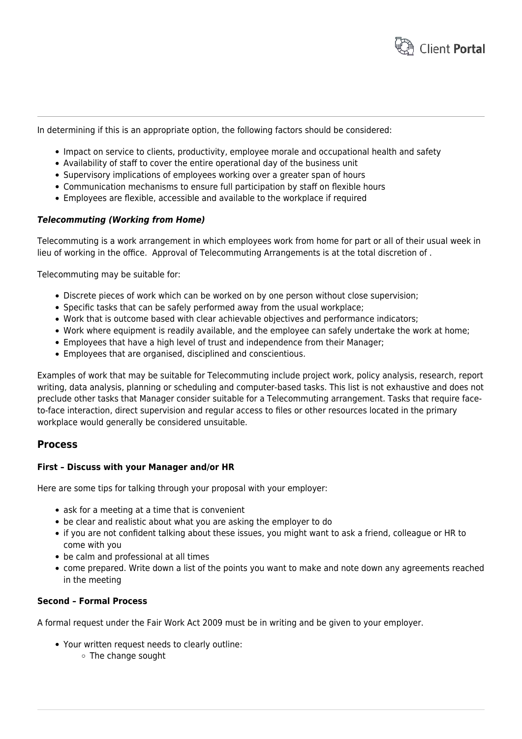In determining if this is an appropriate option, the following factors should be considered:

- Impact on service to clients, productivity, employee morale and occupational health and safety
- Availability of staff to cover the entire operational day of the business unit
- Supervisory implications of employees working over a greater span of hours
- Communication mechanisms to ensure full participation by staff on flexible hours
- Employees are flexible, accessible and available to the workplace if required

***Telecommuting (Working from Home)***

Telecommuting is a work arrangement in which employees work from home for part or all of their usual week in lieu of working in the office.  Approval of Telecommuting Arrangements is at the total discretion of .

Telecommuting may be suitable for:

- Discrete pieces of work which can be worked on by one person without close supervision;
- Specific tasks that can be safely performed away from the usual workplace;
- Work that is outcome based with clear achievable objectives and performance indicators;
- Work where equipment is readily available, and the employee can safely undertake the work at home;
- Employees that have a high level of trust and independence from their Manager;
- Employees that are organised, disciplined and conscientious.

Examples of work that may be suitable for Telecommuting include project work, policy analysis, research, report writing, data analysis, planning or scheduling and computer-based tasks. This list is not exhaustive and does not preclude other tasks that Manager consider suitable for a Telecommuting arrangement. Tasks that require face-to-face interaction, direct supervision and regular access to files or other resources located in the primary workplace would generally be considered unsuitable.

## Process

**First – Discuss with your Manager and/or HR**

Here are some tips for talking through your proposal with your employer:

- ask for a meeting at a time that is convenient
- be clear and realistic about what you are asking the employer to do
- if you are not confident talking about these issues, you might want to ask a friend, colleague or HR to come with you
- be calm and professional at all times
- come prepared. Write down a list of the points you want to make and note down any agreements reached in the meeting

**Second – Formal Process**

A formal request under the Fair Work Act 2009 must be in writing and be given to your employer.

- Your written request needs to clearly outline:
  - The change sought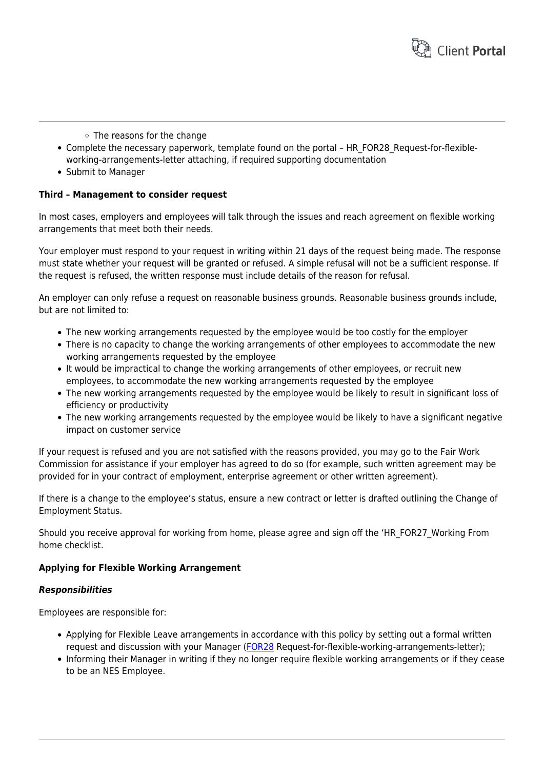- The reasons for the change
- Complete the necessary paperwork, template found on the portal – HR_FOR28_Request-for-flexible-working-arrangements-letter attaching, if required supporting documentation
- Submit to Manager

**Third – Management to consider request**

In most cases, employers and employees will talk through the issues and reach agreement on flexible working arrangements that meet both their needs.

Your employer must respond to your request in writing within 21 days of the request being made. The response must state whether your request will be granted or refused. A simple refusal will not be a sufficient response. If the request is refused, the written response must include details of the reason for refusal.

An employer can only refuse a request on reasonable business grounds. Reasonable business grounds include, but are not limited to:

- The new working arrangements requested by the employee would be too costly for the employer
- There is no capacity to change the working arrangements of other employees to accommodate the new working arrangements requested by the employee
- It would be impractical to change the working arrangements of other employees, or recruit new employees, to accommodate the new working arrangements requested by the employee
- The new working arrangements requested by the employee would be likely to result in significant loss of efficiency or productivity
- The new working arrangements requested by the employee would be likely to have a significant negative impact on customer service

If your request is refused and you are not satisfied with the reasons provided, you may go to the Fair Work Commission for assistance if your employer has agreed to do so (for example, such written agreement may be provided for in your contract of employment, enterprise agreement or other written agreement).

If there is a change to the employee's status, ensure a new contract or letter is drafted outlining the Change of Employment Status.

Should you receive approval for working from home, please agree and sign off the 'HR_FOR27_Working From home checklist.

**Applying for Flexible Working Arrangement**

***Responsibilities***

Employees are responsible for:

- Applying for Flexible Leave arrangements in accordance with this policy by setting out a formal written request and discussion with your Manager (FOR28 Request-for-flexible-working-arrangements-letter);
- Informing their Manager in writing if they no longer require flexible working arrangements or if they cease to be an NES Employee.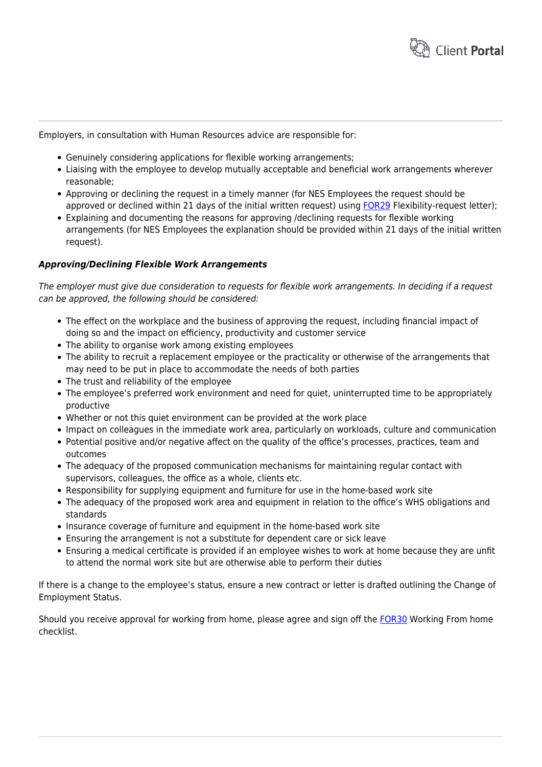Employers, in consultation with Human Resources advice are responsible for:

- Genuinely considering applications for flexible working arrangements;
- Liaising with the employee to develop mutually acceptable and beneficial work arrangements wherever reasonable;
- Approving or declining the request in a timely manner (for NES Employees the request should be approved or declined within 21 days of the initial written request) using FOR29 Flexibility-request letter);
- Explaining and documenting the reasons for approving /declining requests for flexible working arrangements (for NES Employees the explanation should be provided within 21 days of the initial written request).

***Approving/Declining Flexible Work Arrangements***

*The employer must give due consideration to requests for flexible work arrangements. In deciding if a request can be approved, the following should be considered:*

- The effect on the workplace and the business of approving the request, including financial impact of doing so and the impact on efficiency, productivity and customer service
- The ability to organise work among existing employees
- The ability to recruit a replacement employee or the practicality or otherwise of the arrangements that may need to be put in place to accommodate the needs of both parties
- The trust and reliability of the employee
- The employee's preferred work environment and need for quiet, uninterrupted time to be appropriately productive
- Whether or not this quiet environment can be provided at the work place
- Impact on colleagues in the immediate work area, particularly on workloads, culture and communication
- Potential positive and/or negative affect on the quality of the office's processes, practices, team and outcomes
- The adequacy of the proposed communication mechanisms for maintaining regular contact with supervisors, colleagues, the office as a whole, clients etc.
- Responsibility for supplying equipment and furniture for use in the home-based work site
- The adequacy of the proposed work area and equipment in relation to the office's WHS obligations and standards
- Insurance coverage of furniture and equipment in the home-based work site
- Ensuring the arrangement is not a substitute for dependent care or sick leave
- Ensuring a medical certificate is provided if an employee wishes to work at home because they are unfit to attend the normal work site but are otherwise able to perform their duties

If there is a change to the employee's status, ensure a new contract or letter is drafted outlining the Change of Employment Status.

Should you receive approval for working from home, please agree and sign off the FOR30 Working From home checklist.